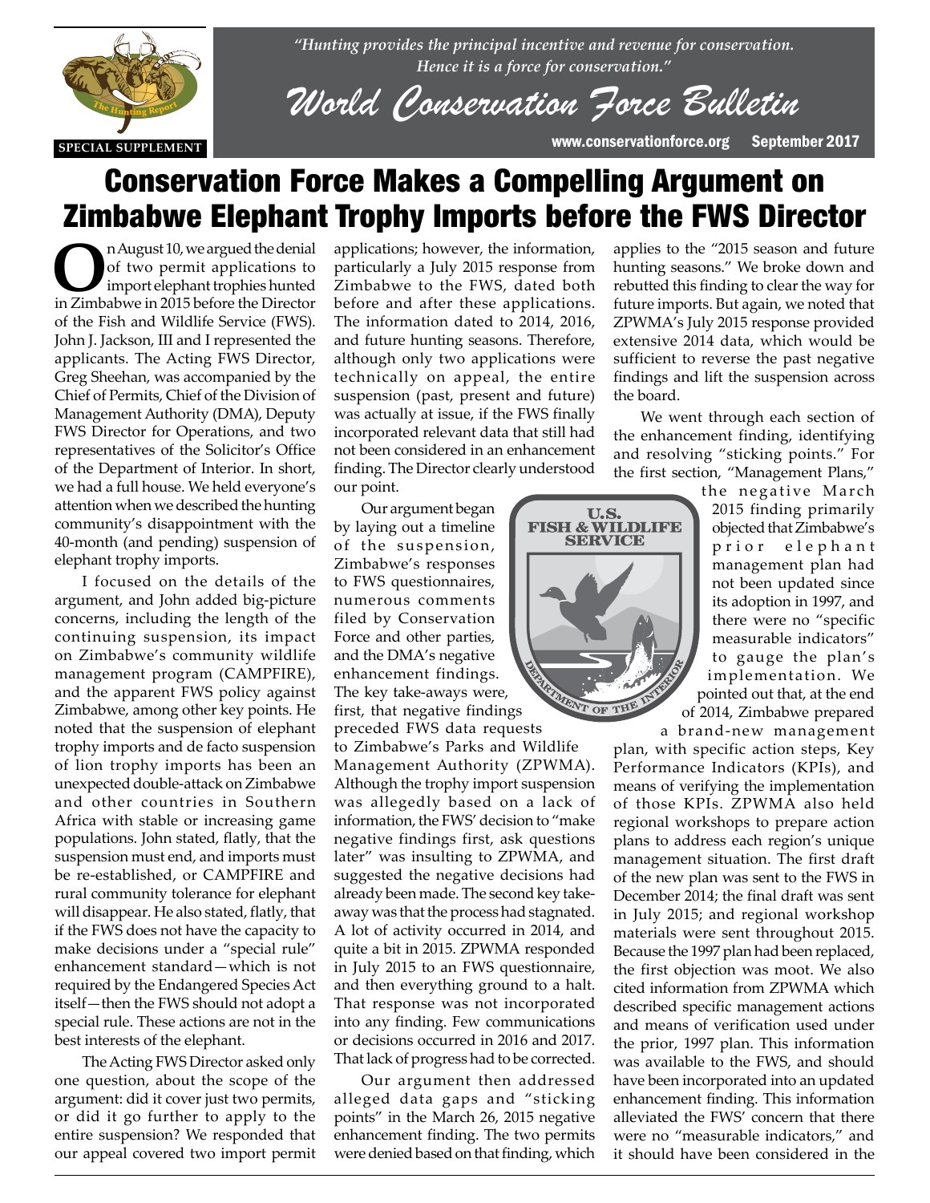*"Hunting provides the principal incentive and revenue for conservation. Hence it is a force for conservation."*

# World Conservation Force Bulletin

SPECIAL SUPPLEMENT

www.conservationforce.org September 2017

# Conservation Force Makes a Compelling Argument on Zimbabwe Elephant Trophy Imports before the FWS Director

On August 10, we argued the denial of two permit applications to import elephant trophies hunted in Zimbabwe in 2015 before the Director of the Fish and Wildlife Service (FWS). John J. Jackson, III and I represented the applicants. The Acting FWS Director, Greg Sheehan, was accompanied by the Chief of Permits, Chief of the Division of Management Authority (DMA), Deputy FWS Director for Operations, and two representatives of the Solicitor's Office of the Department of Interior. In short, we had a full house. We held everyone's attention when we described the hunting community's disappointment with the 40-month (and pending) suspension of elephant trophy imports.

I focused on the details of the argument, and John added big-picture concerns, including the length of the continuing suspension, its impact on Zimbabwe's community wildlife management program (CAMPFIRE), and the apparent FWS policy against Zimbabwe, among other key points. He noted that the suspension of elephant trophy imports and de facto suspension of lion trophy imports has been an unexpected double-attack on Zimbabwe and other countries in Southern Africa with stable or increasing game populations. John stated, flatly, that the suspension must end, and imports must be re-established, or CAMPFIRE and rural community tolerance for elephant will disappear. He also stated, flatly, that if the FWS does not have the capacity to make decisions under a "special rule" enhancement standard—which is not required by the Endangered Species Act itself—then the FWS should not adopt a special rule. These actions are not in the best interests of the elephant.

The Acting FWS Director asked only one question, about the scope of the argument: did it cover just two permits, or did it go further to apply to the entire suspension? We responded that our appeal covered two import permit applications; however, the information, particularly a July 2015 response from Zimbabwe to the FWS, dated both before and after these applications. The information dated to 2014, 2016, and future hunting seasons. Therefore, although only two applications were technically on appeal, the entire suspension (past, present and future) was actually at issue, if the FWS finally incorporated relevant data that still had not been considered in an enhancement finding. The Director clearly understood our point.

Our argument began by laying out a timeline of the suspension, Zimbabwe's responses to FWS questionnaires, numerous comments filed by Conservation Force and other parties, and the DMA's negative enhancement findings. The key take-aways were, first, that negative findings preceded FWS data requests to Zimbabwe's Parks and Wildlife Management Authority (ZPWMA). Although the trophy import suspension was allegedly based on a lack of information, the FWS' decision to "make negative findings first, ask questions later" was insulting to ZPWMA, and suggested the negative decisions had already been made. The second key take-away was that the process had stagnated. A lot of activity occurred in 2014, and quite a bit in 2015. ZPWMA responded in July 2015 to an FWS questionnaire, and then everything ground to a halt. That response was not incorporated into any finding. Few communications or decisions occurred in 2016 and 2017. That lack of progress had to be corrected.

Our argument then addressed alleged data gaps and "sticking points" in the March 26, 2015 negative enhancement finding. The two permits were denied based on that finding, which applies to the "2015 season and future hunting seasons." We broke down and rebutted this finding to clear the way for future imports. But again, we noted that ZPWMA's July 2015 response provided extensive 2014 data, which would be sufficient to reverse the past negative findings and lift the suspension across the board.

We went through each section of the enhancement finding, identifying and resolving "sticking points." For the first section, "Management Plans," the negative March 2015 finding primarily objected that Zimbabwe's prior elephant management plan had not been updated since its adoption in 1997, and there were no "specific measurable indicators" to gauge the plan's implementation. We pointed out that, at the end of 2014, Zimbabwe prepared a brand-new management plan, with specific action steps, Key Performance Indicators (KPIs), and means of verifying the implementation of those KPIs. ZPWMA also held regional workshops to prepare action plans to address each region's unique management situation. The first draft of the new plan was sent to the FWS in December 2014; the final draft was sent in July 2015; and regional workshop materials were sent throughout 2015. Because the 1997 plan had been replaced, the first objection was moot. We also cited information from ZPWMA which described specific management actions and means of verification used under the prior, 1997 plan. This information was available to the FWS, and should have been incorporated into an updated enhancement finding. This information alleviated the FWS' concern that there were no "measurable indicators," and it should have been considered in the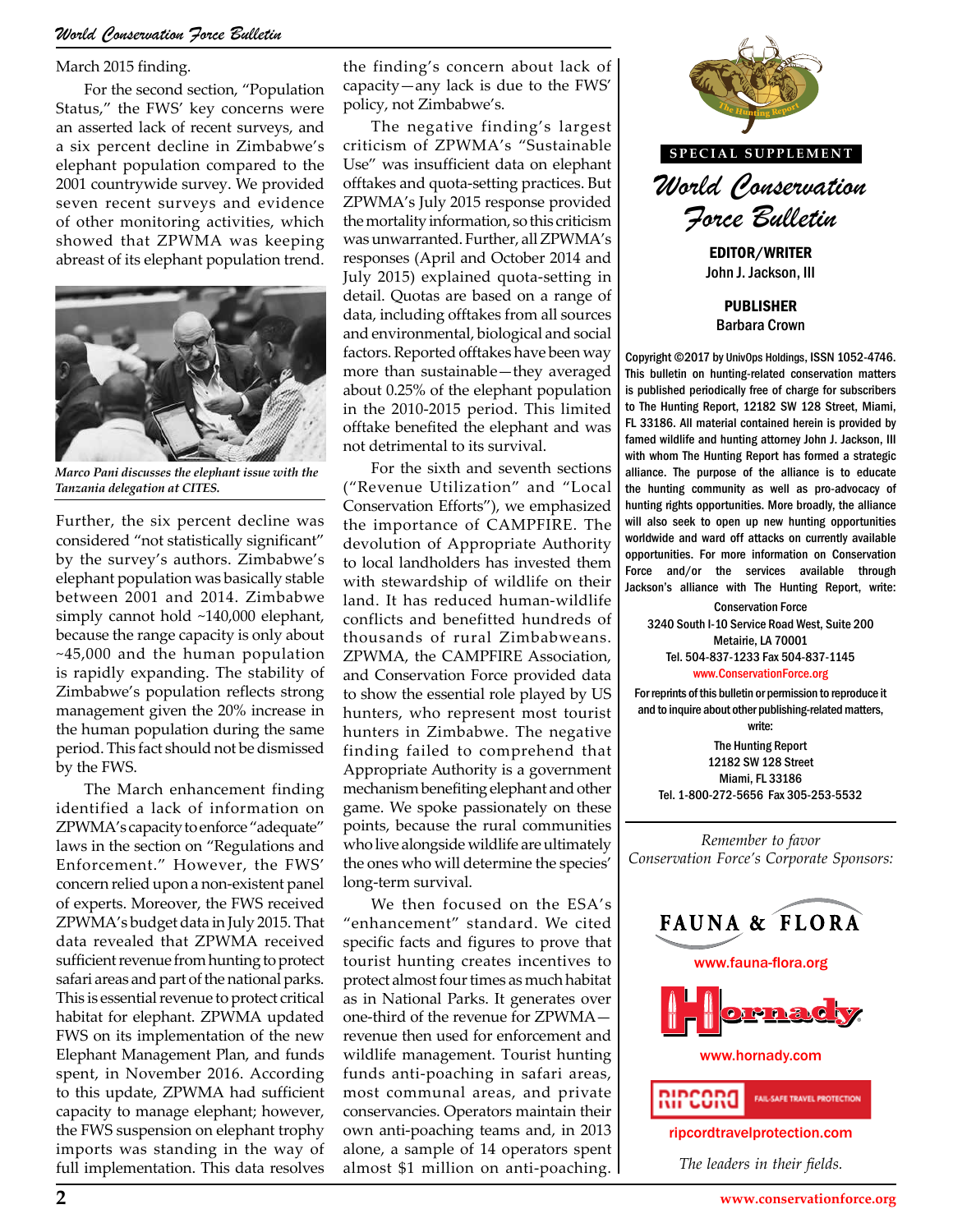March 2015 finding.

For the second section, "Population Status," the FWS' key concerns were an asserted lack of recent surveys, and a six percent decline in Zimbabwe's elephant population compared to the 2001 countrywide survey. We provided seven recent surveys and evidence of other monitoring activities, which showed that ZPWMA was keeping abreast of its elephant population trend.

*Marco Pani discusses the elephant issue with the Tanzania delegation at CITES.*

Further, the six percent decline was considered "not statistically significant" by the survey's authors. Zimbabwe's elephant population was basically stable between 2001 and 2014. Zimbabwe simply cannot hold ~140,000 elephant, because the range capacity is only about ~45,000 and the human population is rapidly expanding. The stability of Zimbabwe's population reflects strong management given the 20% increase in the human population during the same period. This fact should not be dismissed by the FWS.

The March enhancement finding identified a lack of information on ZPWMA's capacity to enforce "adequate" laws in the section on "Regulations and Enforcement." However, the FWS' concern relied upon a non-existent panel of experts. Moreover, the FWS received ZPWMA's budget data in July 2015. That data revealed that ZPWMA received sufficient revenue from hunting to protect safari areas and part of the national parks. This is essential revenue to protect critical habitat for elephant. ZPWMA updated FWS on its implementation of the new Elephant Management Plan, and funds spent, in November 2016. According to this update, ZPWMA had sufficient capacity to manage elephant; however, the FWS suspension on elephant trophy imports was standing in the way of full implementation. This data resolves the finding's concern about lack of capacity—any lack is due to the FWS' policy, not Zimbabwe's.

The negative finding's largest criticism of ZPWMA's "Sustainable Use" was insufficient data on elephant offtakes and quota-setting practices. But ZPWMA's July 2015 response provided the mortality information, so this criticism was unwarranted. Further, all ZPWMA's responses (April and October 2014 and July 2015) explained quota-setting in detail. Quotas are based on a range of data, including offtakes from all sources and environmental, biological and social factors. Reported offtakes have been way more than sustainable—they averaged about 0.25% of the elephant population in the 2010-2015 period. This limited offtake benefited the elephant and was not detrimental to its survival.

For the sixth and seventh sections ("Revenue Utilization" and "Local Conservation Efforts"), we emphasized the importance of CAMPFIRE. The devolution of Appropriate Authority to local landholders has invested them with stewardship of wildlife on their land. It has reduced human-wildlife conflicts and benefitted hundreds of thousands of rural Zimbabweans. ZPWMA, the CAMPFIRE Association, and Conservation Force provided data to show the essential role played by US hunters, who represent most tourist hunters in Zimbabwe. The negative finding failed to comprehend that Appropriate Authority is a government mechanism benefiting elephant and other game. We spoke passionately on these points, because the rural communities who live alongside wildlife are ultimately the ones who will determine the species' long-term survival.

We then focused on the ESA's "enhancement" standard. We cited specific facts and figures to prove that tourist hunting creates incentives to protect almost four times as much habitat as in National Parks. It generates over one-third of the revenue for ZPWMA—revenue then used for enforcement and wildlife management. Tourist hunting funds anti-poaching in safari areas, most communal areas, and private conservancies. Operators maintain their own anti-poaching teams and, in 2013 alone, a sample of 14 operators spent almost $1 million on anti-poaching.

---

**SPECIAL SUPPLEMENT**

# *World Conservation Force Bulletin*

**EDITOR/WRITER**
John J. Jackson, III

**PUBLISHER**
Barbara Crown

Copyright ©2017 by UnivOps Holdings, ISSN 1052-4746. This bulletin on hunting-related conservation matters is published periodically free of charge for subscribers to The Hunting Report, 12182 SW 128 Street, Miami, FL 33186. All material contained herein is provided by famed wildlife and hunting attorney John J. Jackson, III with whom The Hunting Report has formed a strategic alliance. The purpose of the alliance is to educate the hunting community as well as pro-advocacy of hunting rights opportunities. More broadly, the alliance will also seek to open up new hunting opportunities worldwide and ward off attacks on currently available opportunities. For more information on Conservation Force and/or the services available through Jackson's alliance with The Hunting Report, write:

Conservation Force
3240 South I-10 Service Road West, Suite 200
Metairie, LA 70001
Tel. 504-837-1233 Fax 504-837-1145
www.ConservationForce.org

For reprints of this bulletin or permission to reproduce it and to inquire about other publishing-related matters, write:

The Hunting Report
12182 SW 128 Street
Miami, FL 33186
Tel. 1-800-272-5656 Fax 305-253-5532

*Remember to favor Conservation Force's Corporate Sponsors:*

FAUNA & FLORA
www.fauna-flora.org

Hornady
www.hornady.com

RIPCORD FAIL-SAFE TRAVEL PROTECTION
ripcordtravelprotection.com

*The leaders in their fields.*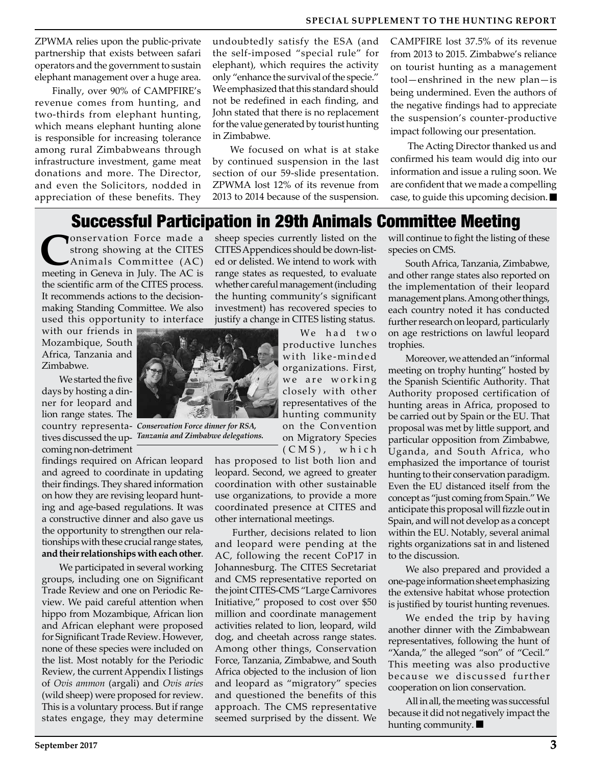ZPWMA relies upon the public-private partnership that exists between safari operators and the government to sustain elephant management over a huge area.

Finally, over 90% of CAMPFIRE's revenue comes from hunting, and two-thirds from elephant hunting, which means elephant hunting alone is responsible for increasing tolerance among rural Zimbabweans through infrastructure investment, game meat donations and more. The Director, and even the Solicitors, nodded in appreciation of these benefits. They undoubtedly satisfy the ESA (and the self-imposed "special rule" for elephant), which requires the activity only "enhance the survival of the specie." We emphasized that this standard should not be redefined in each finding, and John stated that there is no replacement for the value generated by tourist hunting in Zimbabwe.

We focused on what is at stake by continued suspension in the last section of our 59-slide presentation. ZPWMA lost 12% of its revenue from 2013 to 2014 because of the suspension. CAMPFIRE lost 37.5% of its revenue from 2013 to 2015. Zimbabwe's reliance on tourist hunting as a management tool—enshrined in the new plan—is being undermined. Even the authors of the negative findings had to appreciate the suspension's counter-productive impact following our presentation.

The Acting Director thanked us and confirmed his team would dig into our information and issue a ruling soon. We are confident that we made a compelling case, to guide this upcoming decision. ■

# Successful Participation in 29th Animals Committee Meeting

Conservation Force made a strong showing at the CITES Animals Committee (AC) meeting in Geneva in July. The AC is the scientific arm of the CITES process. It recommends actions to the decision-making Standing Committee. We also used this opportunity to interface with our friends in Mozambique, South Africa, Tanzania and Zimbabwe.

We started the five days by hosting a dinner for leopard and lion range states. The country representatives discussed the upcoming non-detriment findings required on African leopard and agreed to coordinate in updating their findings. They shared information on how they are revising leopard hunting and age-based regulations. It was a constructive dinner and also gave us the opportunity to strengthen our relationships with these crucial range states, **and their relationships with each other**.

*Conservation Force dinner for RSA, Tanzania and Zimbabwe delegations.*

We participated in several working groups, including one on Significant Trade Review and one on Periodic Review. We paid careful attention when hippo from Mozambique, African lion and African elephant were proposed for Significant Trade Review. However, none of these species were included on the list. Most notably for the Periodic Review, the current Appendix I listings of *Ovis ammon* (argali) and *Ovis aries* (wild sheep) were proposed for review. This is a voluntary process. But if range states engage, they may determine sheep species currently listed on the CITES Appendices should be down-listed or delisted. We intend to work with range states as requested, to evaluate whether careful management (including the hunting community's significant investment) has recovered species to justify a change in CITES listing status.

We had two productive lunches with like-minded organizations. First, we are working closely with other representatives of the hunting community on the Convention on Migratory Species (CMS), which has proposed to list both lion and leopard. Second, we agreed to greater coordination with other sustainable use organizations, to provide a more coordinated presence at CITES and other international meetings.

Further, decisions related to lion and leopard were pending at the AC, following the recent CoP17 in Johannesburg. The CITES Secretariat and CMS representative reported on the joint CITES-CMS "Large Carnivores Initiative," proposed to cost over $50 million and coordinate management activities related to lion, leopard, wild dog, and cheetah across range states. Among other things, Conservation Force, Tanzania, Zimbabwe, and South Africa objected to the inclusion of lion and leopard as "migratory" species and questioned the benefits of this approach. The CMS representative seemed surprised by the dissent. We will continue to fight the listing of these species on CMS.

South Africa, Tanzania, Zimbabwe, and other range states also reported on the implementation of their leopard management plans. Among other things, each country noted it has conducted further research on leopard, particularly on age restrictions on lawful leopard trophies.

Moreover, we attended an "informal meeting on trophy hunting" hosted by the Spanish Scientific Authority. That Authority proposed certification of hunting areas in Africa, proposed to be carried out by Spain or the EU. That proposal was met by little support, and particular opposition from Zimbabwe, Uganda, and South Africa, who emphasized the importance of tourist hunting to their conservation paradigm. Even the EU distanced itself from the concept as "just coming from Spain." We anticipate this proposal will fizzle out in Spain, and will not develop as a concept within the EU. Notably, several animal rights organizations sat in and listened to the discussion.

We also prepared and provided a one-page information sheet emphasizing the extensive habitat whose protection is justified by tourist hunting revenues.

We ended the trip by having another dinner with the Zimbabwean representatives, following the hunt of "Xanda," the alleged "son" of "Cecil." This meeting was also productive because we discussed further cooperation on lion conservation.

All in all, the meeting was successful because it did not negatively impact the hunting community. ■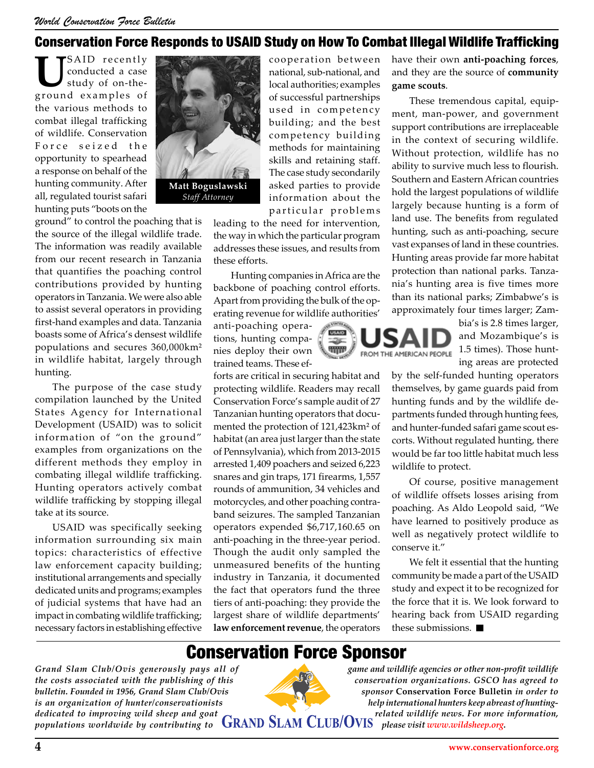## Conservation Force Responds to USAID Study on How To Combat Illegal Wildlife Trafficking

**Matt Boguslawski**
*Staff Attorney*

USAID recently conducted a case study of on-the-ground examples of the various methods to combat illegal trafficking of wildlife. Conservation Force seized the opportunity to spearhead a response on behalf of the hunting community. After all, regulated tourist safari hunting puts "boots on the ground" to control the poaching that is the source of the illegal wildlife trade. The information was readily available from our recent research in Tanzania that quantifies the poaching control contributions provided by hunting operators in Tanzania. We were also able to assist several operators in providing first-hand examples and data. Tanzania boasts some of Africa's densest wildlife populations and secures 360,000km² in wildlife habitat, largely through hunting.

The purpose of the case study compilation launched by the United States Agency for International Development (USAID) was to solicit information of "on the ground" examples from organizations on the different methods they employ in combating illegal wildlife trafficking. Hunting operators actively combat wildlife trafficking by stopping illegal take at its source.

USAID was specifically seeking information surrounding six main topics: characteristics of effective law enforcement capacity building; institutional arrangements and specially dedicated units and programs; examples of judicial systems that have had an impact in combating wildlife trafficking; necessary factors in establishing effective cooperation between national, sub-national, and local authorities; examples of successful partnerships used in competency building; and the best competency building methods for maintaining skills and retaining staff. The case study secondarily asked parties to provide information about the particular problems leading to the need for intervention, the way in which the particular program addresses these issues, and results from these efforts.

Hunting companies in Africa are the backbone of poaching control efforts. Apart from providing the bulk of the operating revenue for wildlife authorities' anti-poaching operations, hunting companies deploy their own trained teams. These efforts are critical in securing habitat and protecting wildlife. Readers may recall Conservation Force's sample audit of 27 Tanzanian hunting operators that documented the protection of 121,423km² of habitat (an area just larger than the state of Pennsylvania), which from 2013-2015 arrested 1,409 poachers and seized 6,223 snares and gin traps, 171 firearms, 1,557 rounds of ammunition, 34 vehicles and motorcycles, and other poaching contraband seizures. The sampled Tanzanian operators expended $6,717,160.65 on anti-poaching in the three-year period. Though the audit only sampled the unmeasured benefits of the hunting industry in Tanzania, it documented the fact that operators fund the three tiers of anti-poaching: they provide the largest share of wildlife departments' **law enforcement revenue**, the operators have their own **anti-poaching forces**, and they are the source of **community game scouts**.

These tremendous capital, equipment, man-power, and government support contributions are irreplaceable in the context of securing wildlife. Without protection, wildlife has no ability to survive much less to flourish. Southern and Eastern African countries hold the largest populations of wildlife largely because hunting is a form of land use. The benefits from regulated hunting, such as anti-poaching, secure vast expanses of land in these countries. Hunting areas provide far more habitat protection than national parks. Tanzania's hunting area is five times more than its national parks; Zimbabwe's is approximately four times larger; Zambia's is 2.8 times larger, and Mozambique's is 1.5 times). Those hunting areas are protected by the self-funded hunting operators themselves, by game guards paid from hunting funds and by the wildlife departments funded through hunting fees, and hunter-funded safari game scout escorts. Without regulated hunting, there would be far too little habitat much less wildlife to protect.

Of course, positive management of wildlife offsets losses arising from poaching. As Aldo Leopold said, "We have learned to positively produce as well as negatively protect wildlife to conserve it."

We felt it essential that the hunting community be made a part of the USAID study and expect it to be recognized for the force that it is. We look forward to hearing back from USAID regarding these submissions. ■

## Conservation Force Sponsor

*Grand Slam Club/Ovis generously pays all of the costs associated with the publishing of this bulletin. Founded in 1956, Grand Slam Club/Ovis is an organization of hunter/conservationists dedicated to improving wild sheep and goat populations worldwide by contributing to game and wildlife agencies or other non-profit wildlife conservation organizations. GSCO has agreed to sponsor* **Conservation Force Bulletin** *in order to help international hunters keep abreast of hunting-related wildlife news. For more information, please visit www.wildsheep.org.*